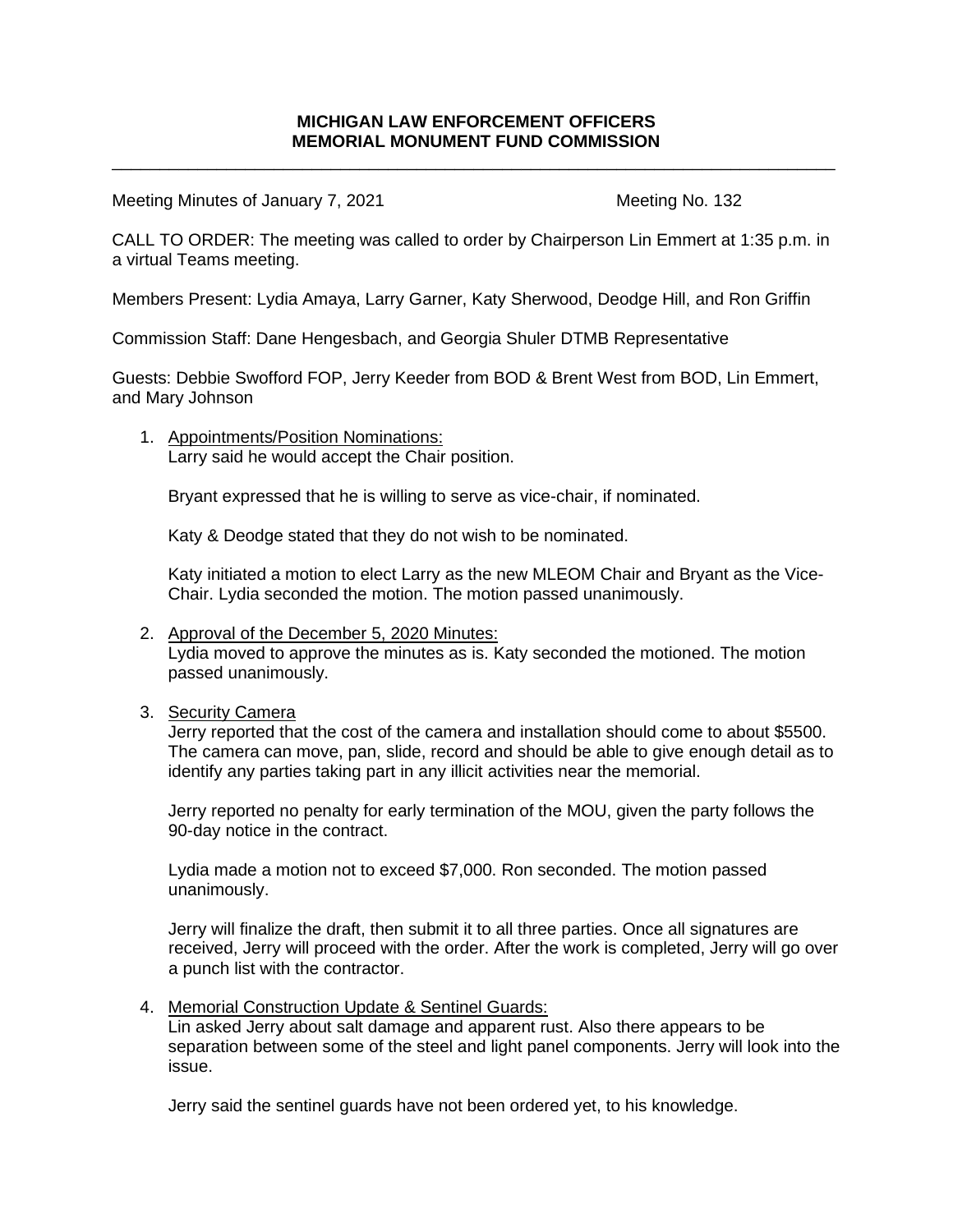# MICHIGAN LAW ENFORCEMENT OFFICERS
# MEMORIAL MONUMENT FUND COMMISSION

---

Meeting Minutes of January 7, 2021 Meeting No. 132

CALL TO ORDER: The meeting was called to order by Chairperson Lin Emmert at 1:35 p.m. in a virtual Teams meeting.

Members Present: Lydia Amaya, Larry Garner, Katy Sherwood, Deodge Hill, and Ron Griffin

Commission Staff: Dane Hengesbach, and Georgia Shuler DTMB Representative

Guests: Debbie Swofford FOP, Jerry Keeder from BOD & Brent West from BOD, Lin Emmert, and Mary Johnson

1. <u>Appointments/Position Nominations:</u>
   Larry said he would accept the Chair position.

   Bryant expressed that he is willing to serve as vice-chair, if nominated.

   Katy & Deodge stated that they do not wish to be nominated.

   Katy initiated a motion to elect Larry as the new MLEOM Chair and Bryant as the Vice-Chair. Lydia seconded the motion. The motion passed unanimously.

2. <u>Approval of the December 5, 2020 Minutes:</u>
   Lydia moved to approve the minutes as is. Katy seconded the motioned. The motion passed unanimously.

3. <u>Security Camera</u>
   Jerry reported that the cost of the camera and installation should come to about $5500. The camera can move, pan, slide, record and should be able to give enough detail as to identify any parties taking part in any illicit activities near the memorial.

   Jerry reported no penalty for early termination of the MOU, given the party follows the 90-day notice in the contract.

   Lydia made a motion not to exceed $7,000. Ron seconded. The motion passed unanimously.

   Jerry will finalize the draft, then submit it to all three parties. Once all signatures are received, Jerry will proceed with the order. After the work is completed, Jerry will go over a punch list with the contractor.

4. <u>Memorial Construction Update & Sentinel Guards:</u>
   Lin asked Jerry about salt damage and apparent rust. Also there appears to be separation between some of the steel and light panel components. Jerry will look into the issue.

   Jerry said the sentinel guards have not been ordered yet, to his knowledge.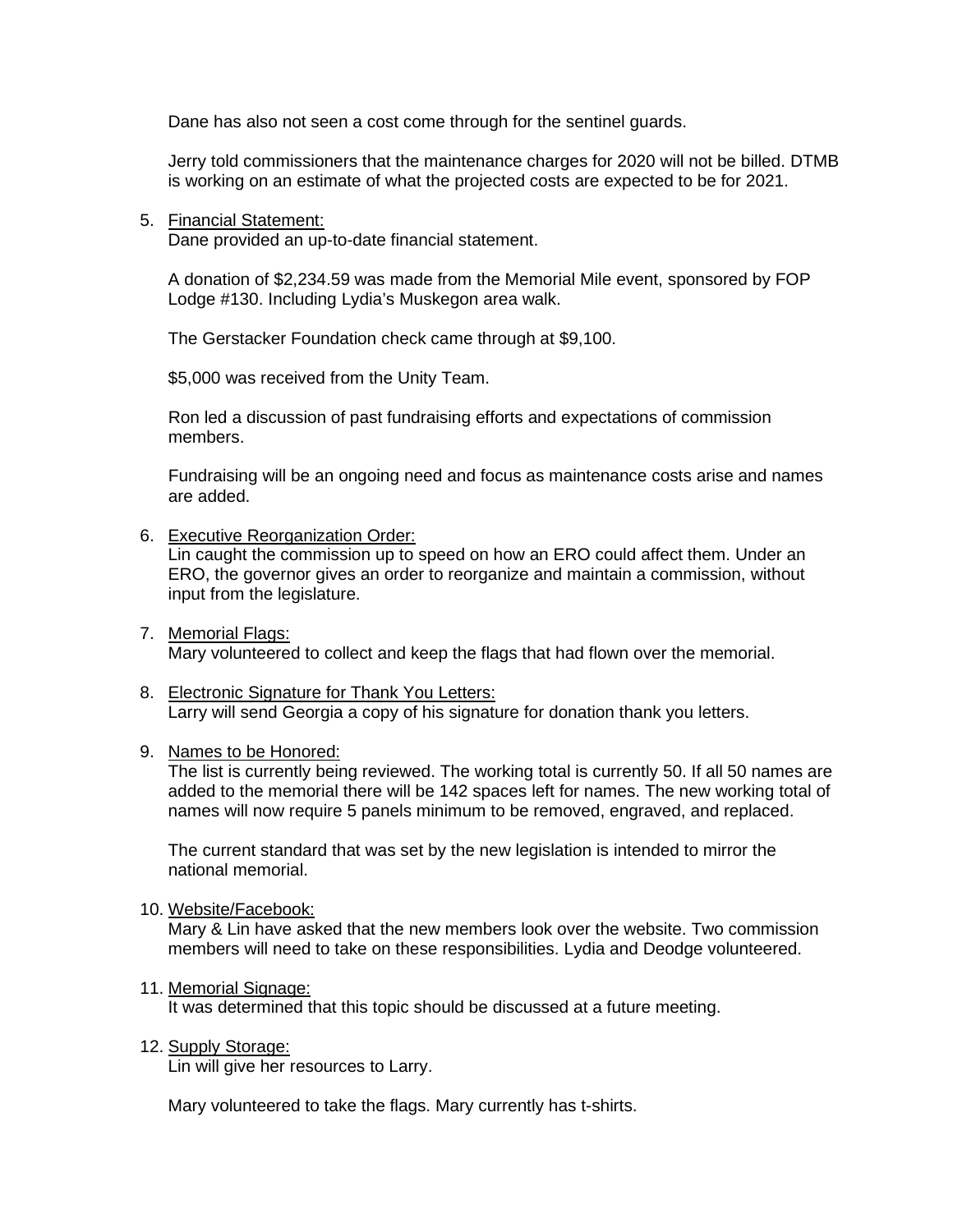Dane has also not seen a cost come through for the sentinel guards.

Jerry told commissioners that the maintenance charges for 2020 will not be billed. DTMB is working on an estimate of what the projected costs are expected to be for 2021.

5. Financial Statement:
   Dane provided an up-to-date financial statement.

   A donation of $2,234.59 was made from the Memorial Mile event, sponsored by FOP Lodge #130. Including Lydia's Muskegon area walk.

   The Gerstacker Foundation check came through at $9,100.

   $5,000 was received from the Unity Team.

   Ron led a discussion of past fundraising efforts and expectations of commission members.

   Fundraising will be an ongoing need and focus as maintenance costs arise and names are added.

6. Executive Reorganization Order:
   Lin caught the commission up to speed on how an ERO could affect them. Under an ERO, the governor gives an order to reorganize and maintain a commission, without input from the legislature.

7. Memorial Flags:
   Mary volunteered to collect and keep the flags that had flown over the memorial.

8. Electronic Signature for Thank You Letters:
   Larry will send Georgia a copy of his signature for donation thank you letters.

9. Names to be Honored:
   The list is currently being reviewed. The working total is currently 50. If all 50 names are added to the memorial there will be 142 spaces left for names. The new working total of names will now require 5 panels minimum to be removed, engraved, and replaced.

   The current standard that was set by the new legislation is intended to mirror the national memorial.

10. Website/Facebook:
    Mary & Lin have asked that the new members look over the website. Two commission members will need to take on these responsibilities. Lydia and Deodge volunteered.

11. Memorial Signage:
    It was determined that this topic should be discussed at a future meeting.

12. Supply Storage:
    Lin will give her resources to Larry.

    Mary volunteered to take the flags. Mary currently has t-shirts.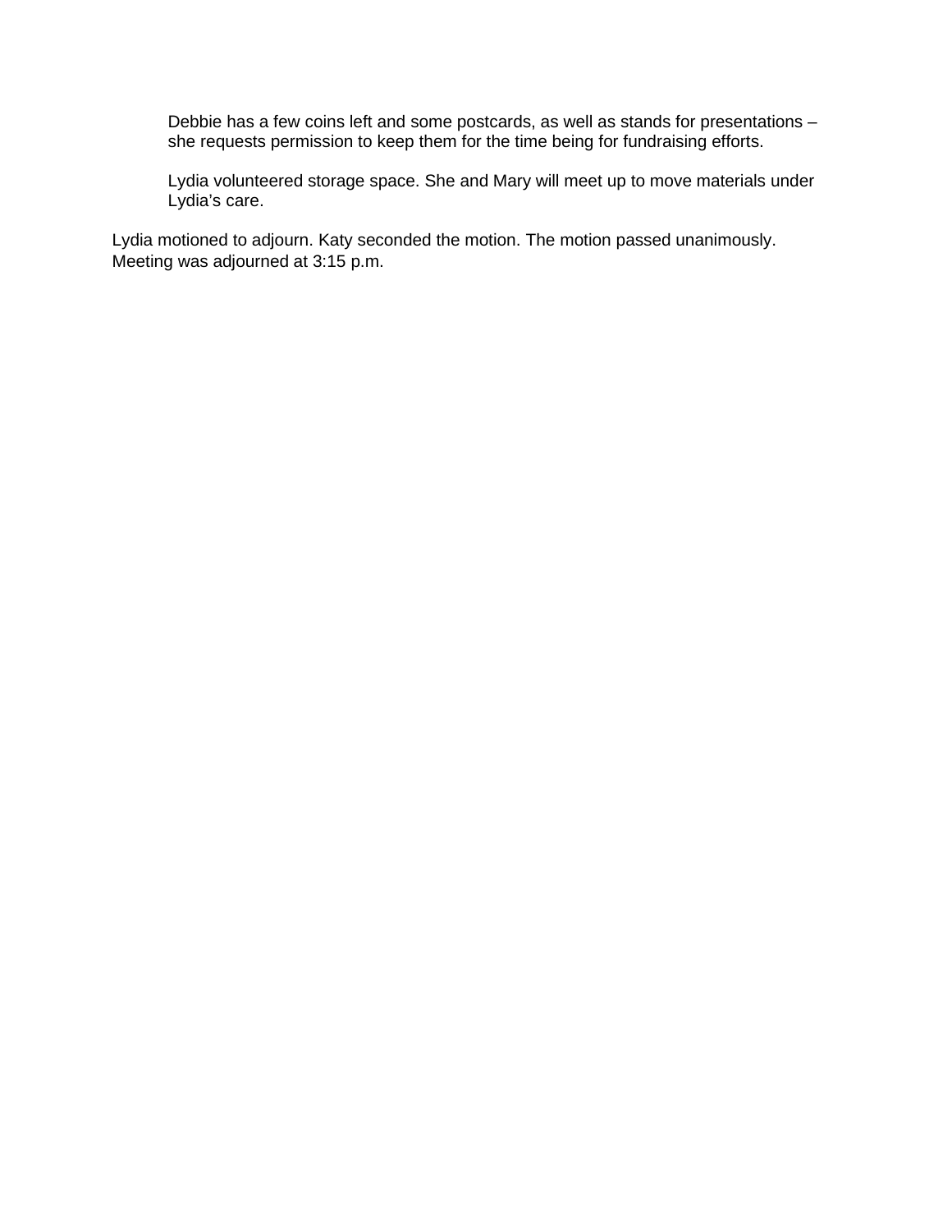Debbie has a few coins left and some postcards, as well as stands for presentations – she requests permission to keep them for the time being for fundraising efforts.

Lydia volunteered storage space. She and Mary will meet up to move materials under Lydia's care.

Lydia motioned to adjourn. Katy seconded the motion. The motion passed unanimously. Meeting was adjourned at 3:15 p.m.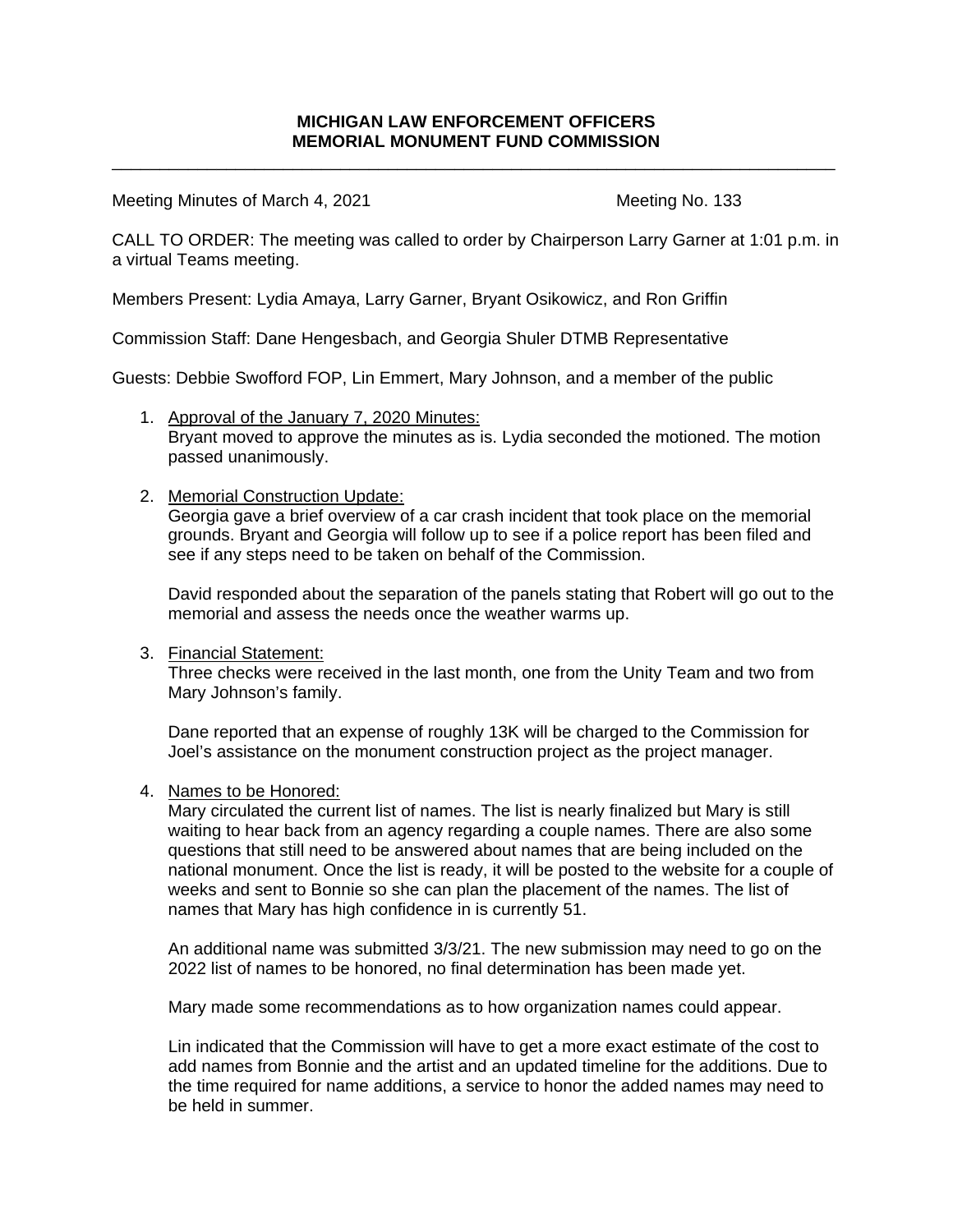**MICHIGAN LAW ENFORCEMENT OFFICERS**
**MEMORIAL MONUMENT FUND COMMISSION**

---

Meeting Minutes of March 4, 2021 Meeting No. 133

CALL TO ORDER: The meeting was called to order by Chairperson Larry Garner at 1:01 p.m. in a virtual Teams meeting.

Members Present: Lydia Amaya, Larry Garner, Bryant Osikowicz, and Ron Griffin

Commission Staff: Dane Hengesbach, and Georgia Shuler DTMB Representative

Guests: Debbie Swofford FOP, Lin Emmert, Mary Johnson, and a member of the public

1. Approval of the January 7, 2020 Minutes:
   Bryant moved to approve the minutes as is. Lydia seconded the motioned. The motion passed unanimously.

2. Memorial Construction Update:
   Georgia gave a brief overview of a car crash incident that took place on the memorial grounds. Bryant and Georgia will follow up to see if a police report has been filed and see if any steps need to be taken on behalf of the Commission.

   David responded about the separation of the panels stating that Robert will go out to the memorial and assess the needs once the weather warms up.

3. Financial Statement:
   Three checks were received in the last month, one from the Unity Team and two from Mary Johnson's family.

   Dane reported that an expense of roughly 13K will be charged to the Commission for Joel's assistance on the monument construction project as the project manager.

4. Names to be Honored:
   Mary circulated the current list of names. The list is nearly finalized but Mary is still waiting to hear back from an agency regarding a couple names. There are also some questions that still need to be answered about names that are being included on the national monument. Once the list is ready, it will be posted to the website for a couple of weeks and sent to Bonnie so she can plan the placement of the names. The list of names that Mary has high confidence in is currently 51.

   An additional name was submitted 3/3/21. The new submission may need to go on the 2022 list of names to be honored, no final determination has been made yet.

   Mary made some recommendations as to how organization names could appear.

   Lin indicated that the Commission will have to get a more exact estimate of the cost to add names from Bonnie and the artist and an updated timeline for the additions. Due to the time required for name additions, a service to honor the added names may need to be held in summer.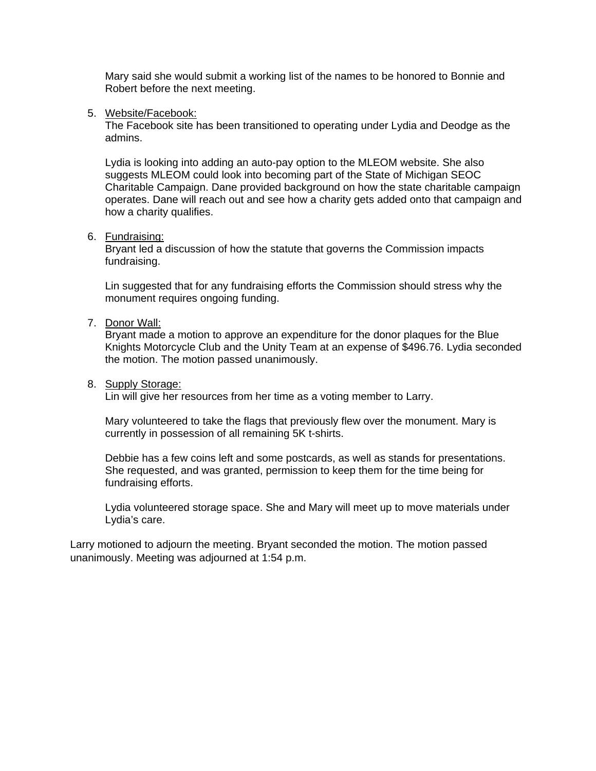Mary said she would submit a working list of the names to be honored to Bonnie and Robert before the next meeting.

5. Website/Facebook:
   The Facebook site has been transitioned to operating under Lydia and Deodge as the admins.

   Lydia is looking into adding an auto-pay option to the MLEOM website. She also suggests MLEOM could look into becoming part of the State of Michigan SEOC Charitable Campaign. Dane provided background on how the state charitable campaign operates. Dane will reach out and see how a charity gets added onto that campaign and how a charity qualifies.

6. Fundraising:
   Bryant led a discussion of how the statute that governs the Commission impacts fundraising.

   Lin suggested that for any fundraising efforts the Commission should stress why the monument requires ongoing funding.

7. Donor Wall:
   Bryant made a motion to approve an expenditure for the donor plaques for the Blue Knights Motorcycle Club and the Unity Team at an expense of $496.76. Lydia seconded the motion. The motion passed unanimously.

8. Supply Storage:
   Lin will give her resources from her time as a voting member to Larry.

   Mary volunteered to take the flags that previously flew over the monument. Mary is currently in possession of all remaining 5K t-shirts.

   Debbie has a few coins left and some postcards, as well as stands for presentations. She requested, and was granted, permission to keep them for the time being for fundraising efforts.

   Lydia volunteered storage space. She and Mary will meet up to move materials under Lydia's care.

Larry motioned to adjourn the meeting. Bryant seconded the motion. The motion passed unanimously. Meeting was adjourned at 1:54 p.m.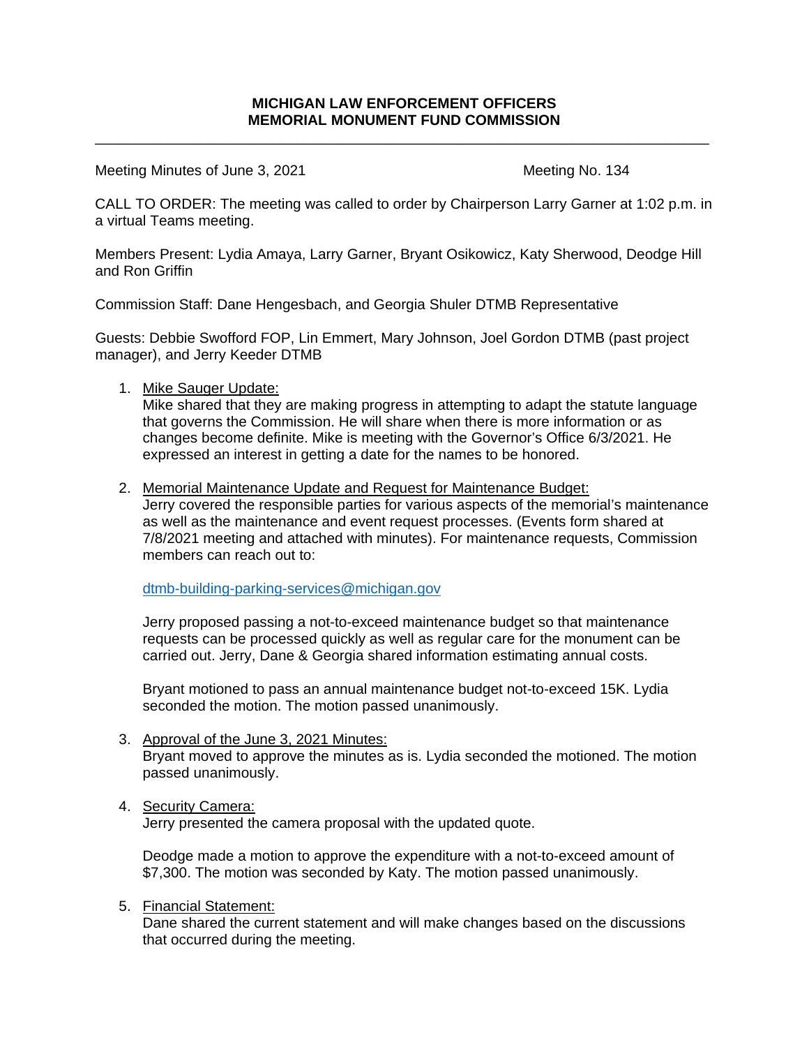**MICHIGAN LAW ENFORCEMENT OFFICERS**
**MEMORIAL MONUMENT FUND COMMISSION**

---

Meeting Minutes of June 3, 2021 Meeting No. 134

CALL TO ORDER: The meeting was called to order by Chairperson Larry Garner at 1:02 p.m. in a virtual Teams meeting.

Members Present: Lydia Amaya, Larry Garner, Bryant Osikowicz, Katy Sherwood, Deodge Hill and Ron Griffin

Commission Staff: Dane Hengesbach, and Georgia Shuler DTMB Representative

Guests: Debbie Swofford FOP, Lin Emmert, Mary Johnson, Joel Gordon DTMB (past project manager), and Jerry Keeder DTMB

1. Mike Sauger Update:
   Mike shared that they are making progress in attempting to adapt the statute language that governs the Commission. He will share when there is more information or as changes become definite. Mike is meeting with the Governor's Office 6/3/2021. He expressed an interest in getting a date for the names to be honored.

2. Memorial Maintenance Update and Request for Maintenance Budget:
   Jerry covered the responsible parties for various aspects of the memorial's maintenance as well as the maintenance and event request processes. (Events form shared at 7/8/2021 meeting and attached with minutes). For maintenance requests, Commission members can reach out to:

   dtmb-building-parking-services@michigan.gov

   Jerry proposed passing a not-to-exceed maintenance budget so that maintenance requests can be processed quickly as well as regular care for the monument can be carried out. Jerry, Dane & Georgia shared information estimating annual costs.

   Bryant motioned to pass an annual maintenance budget not-to-exceed 15K. Lydia seconded the motion. The motion passed unanimously.

3. Approval of the June 3, 2021 Minutes:
   Bryant moved to approve the minutes as is. Lydia seconded the motioned. The motion passed unanimously.

4. Security Camera:
   Jerry presented the camera proposal with the updated quote.

   Deodge made a motion to approve the expenditure with a not-to-exceed amount of $7,300. The motion was seconded by Katy. The motion passed unanimously.

5. Financial Statement:
   Dane shared the current statement and will make changes based on the discussions that occurred during the meeting.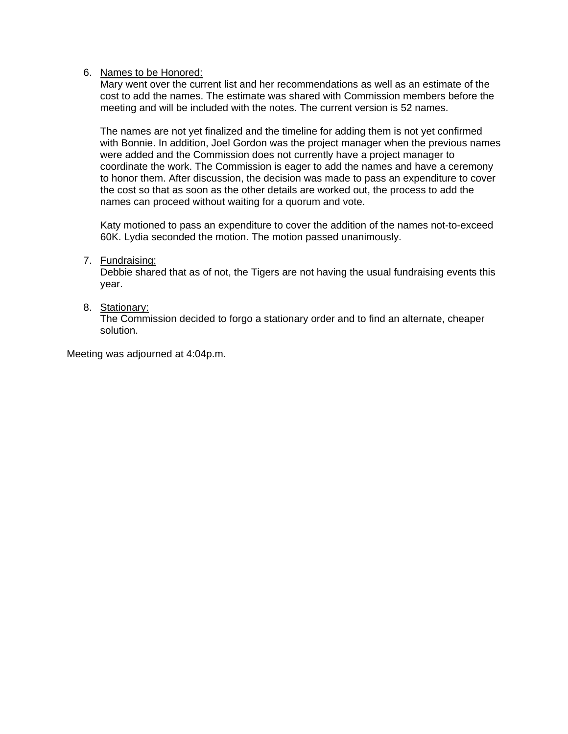6. <u>Names to be Honored:</u>
   Mary went over the current list and her recommendations as well as an estimate of the cost to add the names. The estimate was shared with Commission members before the meeting and will be included with the notes. The current version is 52 names.

   The names are not yet finalized and the timeline for adding them is not yet confirmed with Bonnie. In addition, Joel Gordon was the project manager when the previous names were added and the Commission does not currently have a project manager to coordinate the work. The Commission is eager to add the names and have a ceremony to honor them. After discussion, the decision was made to pass an expenditure to cover the cost so that as soon as the other details are worked out, the process to add the names can proceed without waiting for a quorum and vote.

   Katy motioned to pass an expenditure to cover the addition of the names not-to-exceed 60K. Lydia seconded the motion. The motion passed unanimously.

7. <u>Fundraising:</u>
   Debbie shared that as of not, the Tigers are not having the usual fundraising events this year.

8. <u>Stationary:</u>
   The Commission decided to forgo a stationary order and to find an alternate, cheaper solution.

Meeting was adjourned at 4:04p.m.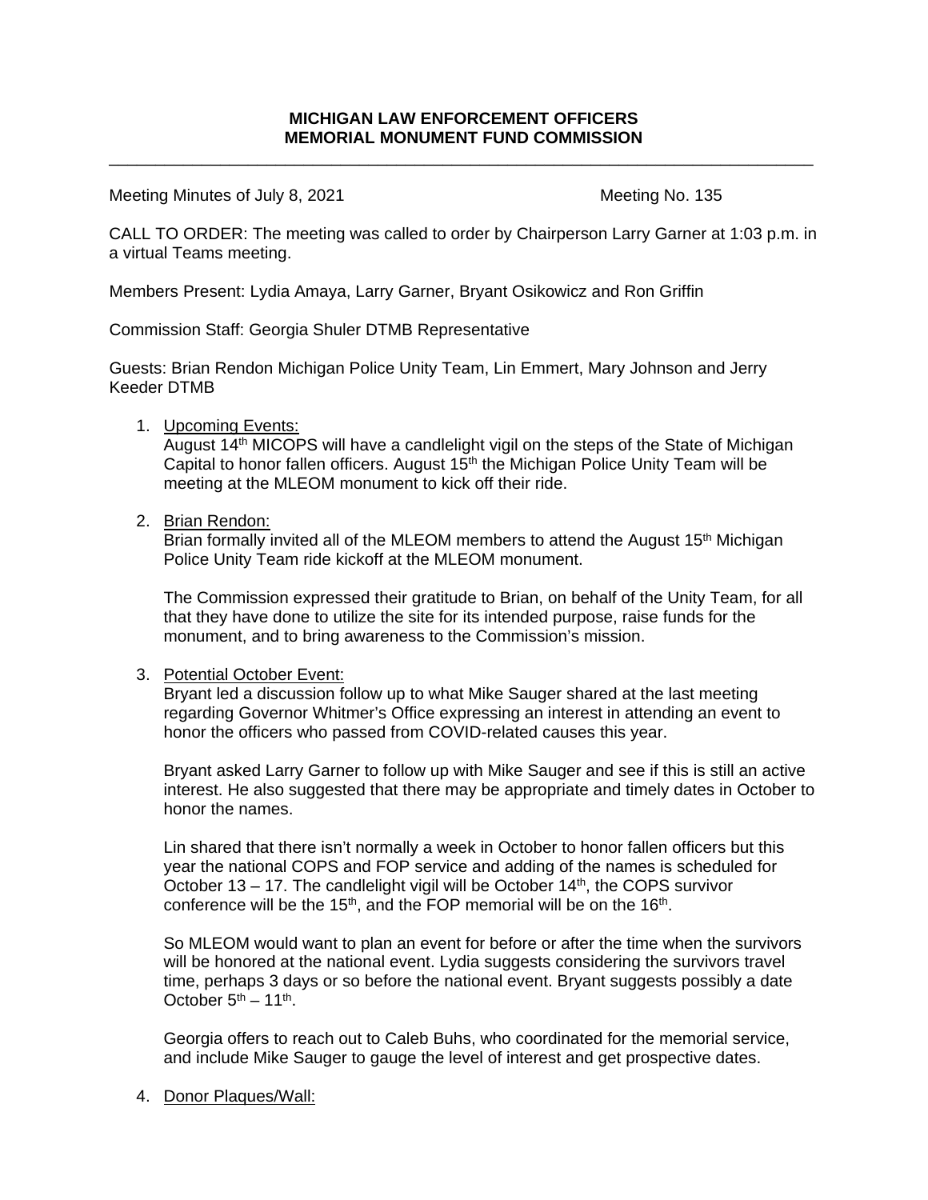**MICHIGAN LAW ENFORCEMENT OFFICERS**
**MEMORIAL MONUMENT FUND COMMISSION**

---

Meeting Minutes of July 8, 2021 Meeting No. 135

CALL TO ORDER: The meeting was called to order by Chairperson Larry Garner at 1:03 p.m. in a virtual Teams meeting.

Members Present: Lydia Amaya, Larry Garner, Bryant Osikowicz and Ron Griffin

Commission Staff: Georgia Shuler DTMB Representative

Guests: Brian Rendon Michigan Police Unity Team, Lin Emmert, Mary Johnson and Jerry Keeder DTMB

1. Upcoming Events:
   August 14th MICOPS will have a candlelight vigil on the steps of the State of Michigan Capital to honor fallen officers. August 15th the Michigan Police Unity Team will be meeting at the MLEOM monument to kick off their ride.

2. Brian Rendon:
   Brian formally invited all of the MLEOM members to attend the August 15th Michigan Police Unity Team ride kickoff at the MLEOM monument.

   The Commission expressed their gratitude to Brian, on behalf of the Unity Team, for all that they have done to utilize the site for its intended purpose, raise funds for the monument, and to bring awareness to the Commission's mission.

3. Potential October Event:
   Bryant led a discussion follow up to what Mike Sauger shared at the last meeting regarding Governor Whitmer's Office expressing an interest in attending an event to honor the officers who passed from COVID-related causes this year.

   Bryant asked Larry Garner to follow up with Mike Sauger and see if this is still an active interest. He also suggested that there may be appropriate and timely dates in October to honor the names.

   Lin shared that there isn't normally a week in October to honor fallen officers but this year the national COPS and FOP service and adding of the names is scheduled for October 13 – 17. The candlelight vigil will be October 14th, the COPS survivor conference will be the 15th, and the FOP memorial will be on the 16th.

   So MLEOM would want to plan an event for before or after the time when the survivors will be honored at the national event. Lydia suggests considering the survivors travel time, perhaps 3 days or so before the national event. Bryant suggests possibly a date October 5th – 11th.

   Georgia offers to reach out to Caleb Buhs, who coordinated for the memorial service, and include Mike Sauger to gauge the level of interest and get prospective dates.

4. Donor Plaques/Wall: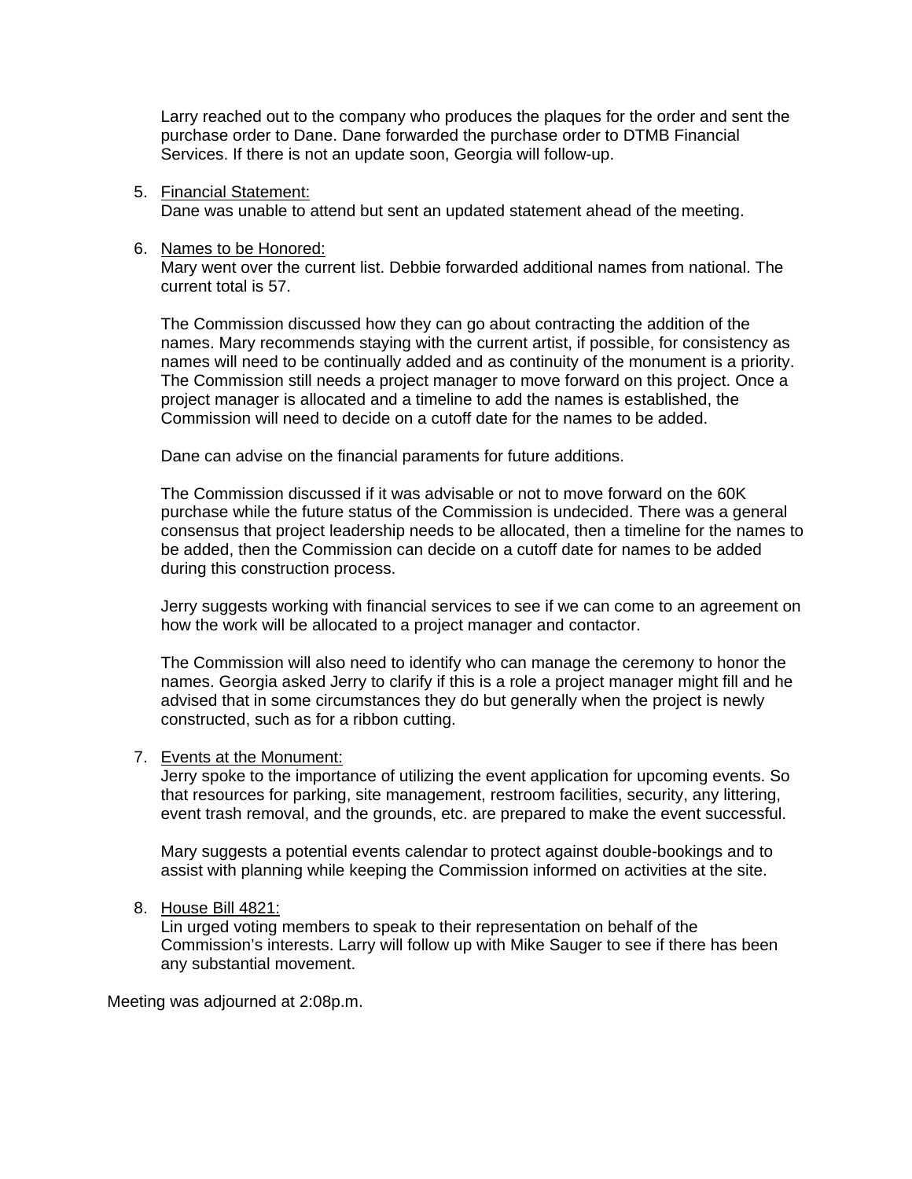Larry reached out to the company who produces the plaques for the order and sent the purchase order to Dane. Dane forwarded the purchase order to DTMB Financial Services. If there is not an update soon, Georgia will follow-up.

5. <u>Financial Statement:</u>
   Dane was unable to attend but sent an updated statement ahead of the meeting.

6. <u>Names to be Honored:</u>
   Mary went over the current list. Debbie forwarded additional names from national. The current total is 57.

   The Commission discussed how they can go about contracting the addition of the names. Mary recommends staying with the current artist, if possible, for consistency as names will need to be continually added and as continuity of the monument is a priority. The Commission still needs a project manager to move forward on this project. Once a project manager is allocated and a timeline to add the names is established, the Commission will need to decide on a cutoff date for the names to be added.

   Dane can advise on the financial paraments for future additions.

   The Commission discussed if it was advisable or not to move forward on the 60K purchase while the future status of the Commission is undecided. There was a general consensus that project leadership needs to be allocated, then a timeline for the names to be added, then the Commission can decide on a cutoff date for names to be added during this construction process.

   Jerry suggests working with financial services to see if we can come to an agreement on how the work will be allocated to a project manager and contactor.

   The Commission will also need to identify who can manage the ceremony to honor the names. Georgia asked Jerry to clarify if this is a role a project manager might fill and he advised that in some circumstances they do but generally when the project is newly constructed, such as for a ribbon cutting.

7. <u>Events at the Monument:</u>
   Jerry spoke to the importance of utilizing the event application for upcoming events. So that resources for parking, site management, restroom facilities, security, any littering, event trash removal, and the grounds, etc. are prepared to make the event successful.

   Mary suggests a potential events calendar to protect against double-bookings and to assist with planning while keeping the Commission informed on activities at the site.

8. <u>House Bill 4821:</u>
   Lin urged voting members to speak to their representation on behalf of the Commission's interests. Larry will follow up with Mike Sauger to see if there has been any substantial movement.

Meeting was adjourned at 2:08p.m.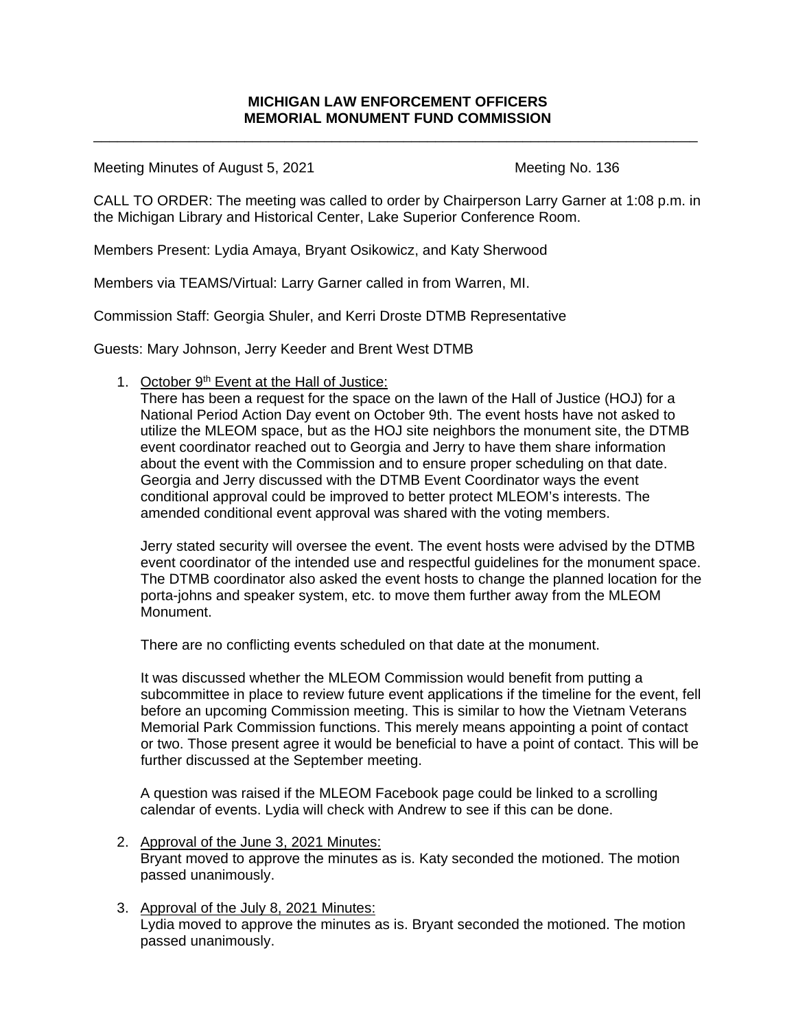**MICHIGAN LAW ENFORCEMENT OFFICERS**
**MEMORIAL MONUMENT FUND COMMISSION**

---

Meeting Minutes of August 5, 2021 Meeting No. 136

CALL TO ORDER: The meeting was called to order by Chairperson Larry Garner at 1:08 p.m. in the Michigan Library and Historical Center, Lake Superior Conference Room.

Members Present: Lydia Amaya, Bryant Osikowicz, and Katy Sherwood

Members via TEAMS/Virtual: Larry Garner called in from Warren, MI.

Commission Staff: Georgia Shuler, and Kerri Droste DTMB Representative

Guests: Mary Johnson, Jerry Keeder and Brent West DTMB

1. <u>October 9th Event at the Hall of Justice:</u>
   There has been a request for the space on the lawn of the Hall of Justice (HOJ) for a National Period Action Day event on October 9th. The event hosts have not asked to utilize the MLEOM space, but as the HOJ site neighbors the monument site, the DTMB event coordinator reached out to Georgia and Jerry to have them share information about the event with the Commission and to ensure proper scheduling on that date. Georgia and Jerry discussed with the DTMB Event Coordinator ways the event conditional approval could be improved to better protect MLEOM's interests. The amended conditional event approval was shared with the voting members.

   Jerry stated security will oversee the event. The event hosts were advised by the DTMB event coordinator of the intended use and respectful guidelines for the monument space. The DTMB coordinator also asked the event hosts to change the planned location for the porta-johns and speaker system, etc. to move them further away from the MLEOM Monument.

   There are no conflicting events scheduled on that date at the monument.

   It was discussed whether the MLEOM Commission would benefit from putting a subcommittee in place to review future event applications if the timeline for the event, fell before an upcoming Commission meeting. This is similar to how the Vietnam Veterans Memorial Park Commission functions. This merely means appointing a point of contact or two. Those present agree it would be beneficial to have a point of contact. This will be further discussed at the September meeting.

   A question was raised if the MLEOM Facebook page could be linked to a scrolling calendar of events. Lydia will check with Andrew to see if this can be done.

2. <u>Approval of the June 3, 2021 Minutes:</u>
   Bryant moved to approve the minutes as is. Katy seconded the motioned. The motion passed unanimously.

3. <u>Approval of the July 8, 2021 Minutes:</u>
   Lydia moved to approve the minutes as is. Bryant seconded the motioned. The motion passed unanimously.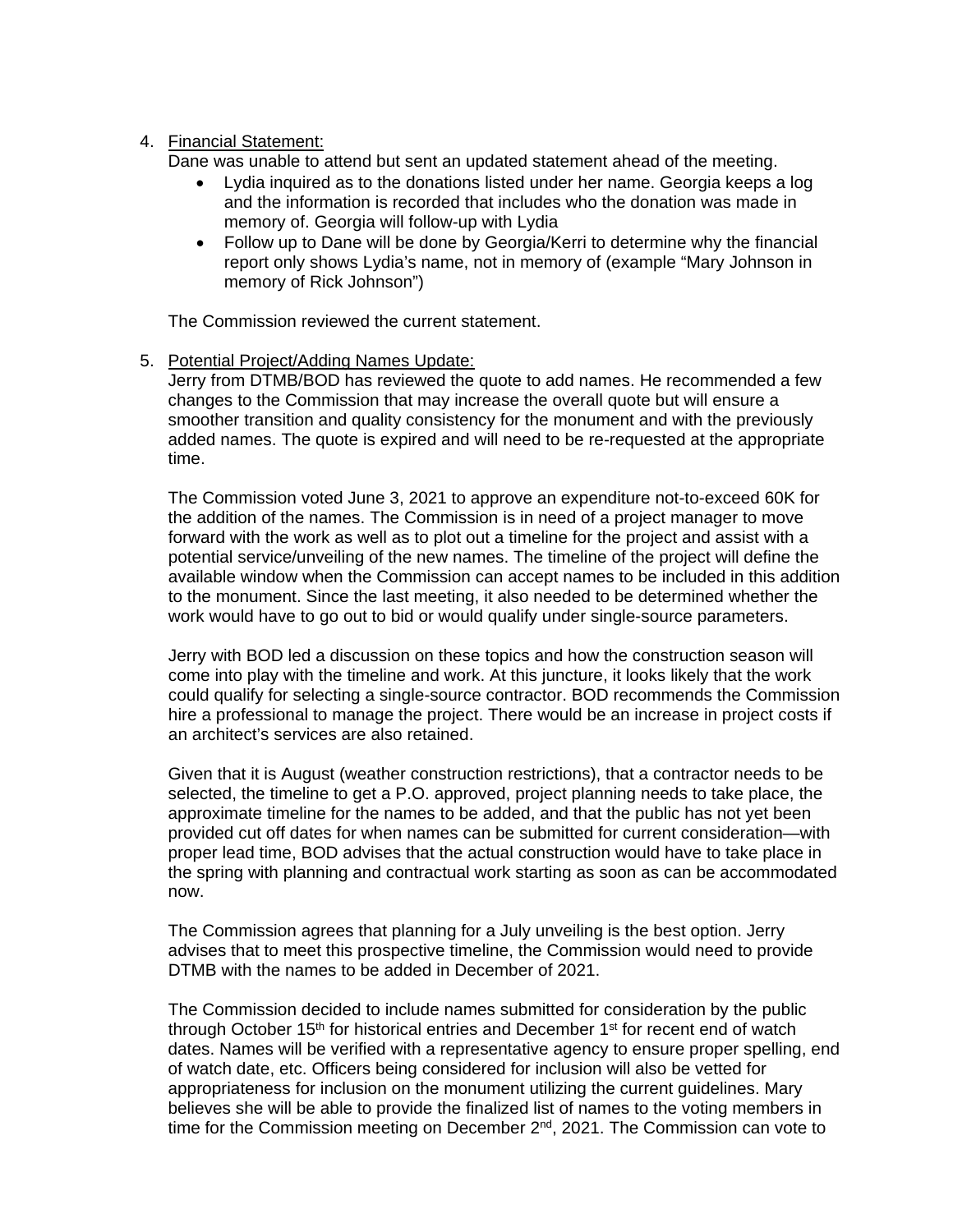4. <u>Financial Statement:</u>

   Dane was unable to attend but sent an updated statement ahead of the meeting.

   - Lydia inquired as to the donations listed under her name. Georgia keeps a log and the information is recorded that includes who the donation was made in memory of. Georgia will follow-up with Lydia
   - Follow up to Dane will be done by Georgia/Kerri to determine why the financial report only shows Lydia's name, not in memory of (example "Mary Johnson in memory of Rick Johnson")

   The Commission reviewed the current statement.

5. <u>Potential Project/Adding Names Update:</u>

   Jerry from DTMB/BOD has reviewed the quote to add names. He recommended a few changes to the Commission that may increase the overall quote but will ensure a smoother transition and quality consistency for the monument and with the previously added names. The quote is expired and will need to be re-requested at the appropriate time.

   The Commission voted June 3, 2021 to approve an expenditure not-to-exceed 60K for the addition of the names. The Commission is in need of a project manager to move forward with the work as well as to plot out a timeline for the project and assist with a potential service/unveiling of the new names. The timeline of the project will define the available window when the Commission can accept names to be included in this addition to the monument. Since the last meeting, it also needed to be determined whether the work would have to go out to bid or would qualify under single-source parameters.

   Jerry with BOD led a discussion on these topics and how the construction season will come into play with the timeline and work. At this juncture, it looks likely that the work could qualify for selecting a single-source contractor. BOD recommends the Commission hire a professional to manage the project. There would be an increase in project costs if an architect's services are also retained.

   Given that it is August (weather construction restrictions), that a contractor needs to be selected, the timeline to get a P.O. approved, project planning needs to take place, the approximate timeline for the names to be added, and that the public has not yet been provided cut off dates for when names can be submitted for current consideration—with proper lead time, BOD advises that the actual construction would have to take place in the spring with planning and contractual work starting as soon as can be accommodated now.

   The Commission agrees that planning for a July unveiling is the best option. Jerry advises that to meet this prospective timeline, the Commission would need to provide DTMB with the names to be added in December of 2021.

   The Commission decided to include names submitted for consideration by the public through October 15th for historical entries and December 1st for recent end of watch dates. Names will be verified with a representative agency to ensure proper spelling, end of watch date, etc. Officers being considered for inclusion will also be vetted for appropriateness for inclusion on the monument utilizing the current guidelines. Mary believes she will be able to provide the finalized list of names to the voting members in time for the Commission meeting on December 2nd, 2021. The Commission can vote to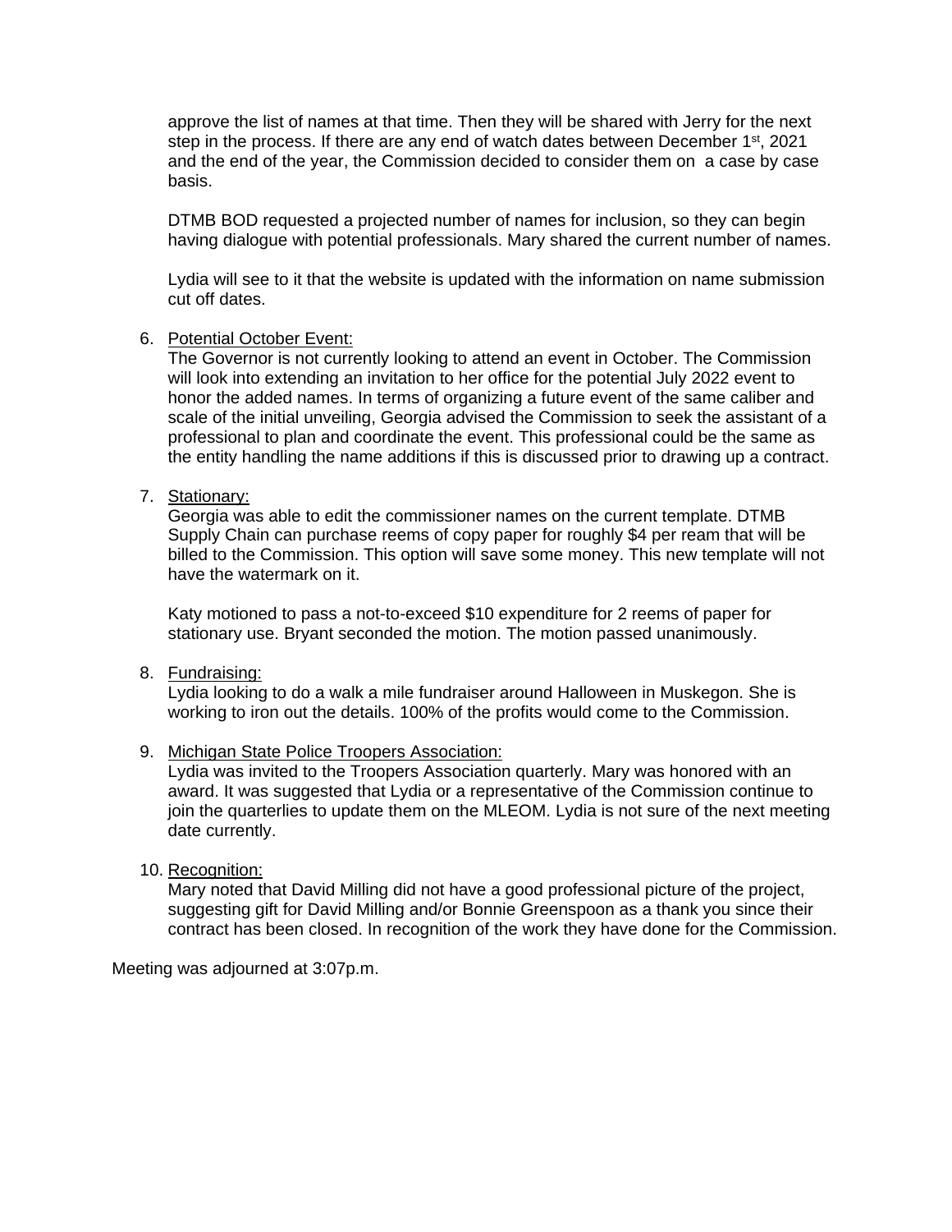approve the list of names at that time. Then they will be shared with Jerry for the next step in the process. If there are any end of watch dates between December 1st, 2021 and the end of the year, the Commission decided to consider them on a case by case basis.

DTMB BOD requested a projected number of names for inclusion, so they can begin having dialogue with potential professionals. Mary shared the current number of names.

Lydia will see to it that the website is updated with the information on name submission cut off dates.

6. Potential October Event:
   The Governor is not currently looking to attend an event in October. The Commission will look into extending an invitation to her office for the potential July 2022 event to honor the added names. In terms of organizing a future event of the same caliber and scale of the initial unveiling, Georgia advised the Commission to seek the assistant of a professional to plan and coordinate the event. This professional could be the same as the entity handling the name additions if this is discussed prior to drawing up a contract.

7. Stationary:
   Georgia was able to edit the commissioner names on the current template. DTMB Supply Chain can purchase reems of copy paper for roughly $4 per ream that will be billed to the Commission. This option will save some money. This new template will not have the watermark on it.

   Katy motioned to pass a not-to-exceed $10 expenditure for 2 reems of paper for stationary use. Bryant seconded the motion. The motion passed unanimously.

8. Fundraising:
   Lydia looking to do a walk a mile fundraiser around Halloween in Muskegon. She is working to iron out the details. 100% of the profits would come to the Commission.

9. Michigan State Police Troopers Association:
   Lydia was invited to the Troopers Association quarterly. Mary was honored with an award. It was suggested that Lydia or a representative of the Commission continue to join the quarterlies to update them on the MLEOM. Lydia is not sure of the next meeting date currently.

10. Recognition:
    Mary noted that David Milling did not have a good professional picture of the project, suggesting gift for David Milling and/or Bonnie Greenspoon as a thank you since their contract has been closed. In recognition of the work they have done for the Commission.

Meeting was adjourned at 3:07p.m.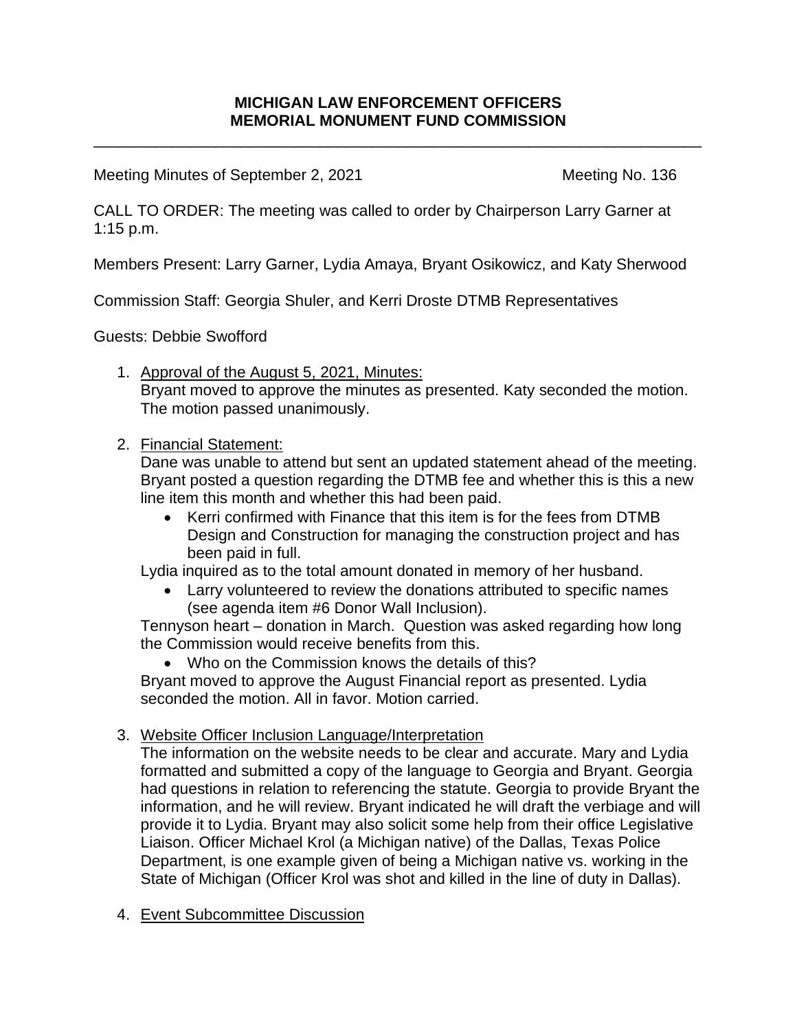**MICHIGAN LAW ENFORCEMENT OFFICERS**
**MEMORIAL MONUMENT FUND COMMISSION**

---

Meeting Minutes of September 2, 2021 Meeting No. 136

CALL TO ORDER: The meeting was called to order by Chairperson Larry Garner at 1:15 p.m.

Members Present: Larry Garner, Lydia Amaya, Bryant Osikowicz, and Katy Sherwood

Commission Staff: Georgia Shuler, and Kerri Droste DTMB Representatives

Guests: Debbie Swofford

1. Approval of the August 5, 2021, Minutes:
   Bryant moved to approve the minutes as presented. Katy seconded the motion. The motion passed unanimously.

2. Financial Statement:
   Dane was unable to attend but sent an updated statement ahead of the meeting. Bryant posted a question regarding the DTMB fee and whether this is this a new line item this month and whether this had been paid.
   - Kerri confirmed with Finance that this item is for the fees from DTMB Design and Construction for managing the construction project and has been paid in full.

   Lydia inquired as to the total amount donated in memory of her husband.
   - Larry volunteered to review the donations attributed to specific names (see agenda item #6 Donor Wall Inclusion).

   Tennyson heart – donation in March. Question was asked regarding how long the Commission would receive benefits from this.
   - Who on the Commission knows the details of this?

   Bryant moved to approve the August Financial report as presented. Lydia seconded the motion. All in favor. Motion carried.

3. Website Officer Inclusion Language/Interpretation
   The information on the website needs to be clear and accurate. Mary and Lydia formatted and submitted a copy of the language to Georgia and Bryant. Georgia had questions in relation to referencing the statute. Georgia to provide Bryant the information, and he will review. Bryant indicated he will draft the verbiage and will provide it to Lydia. Bryant may also solicit some help from their office Legislative Liaison. Officer Michael Krol (a Michigan native) of the Dallas, Texas Police Department, is one example given of being a Michigan native vs. working in the State of Michigan (Officer Krol was shot and killed in the line of duty in Dallas).

4. Event Subcommittee Discussion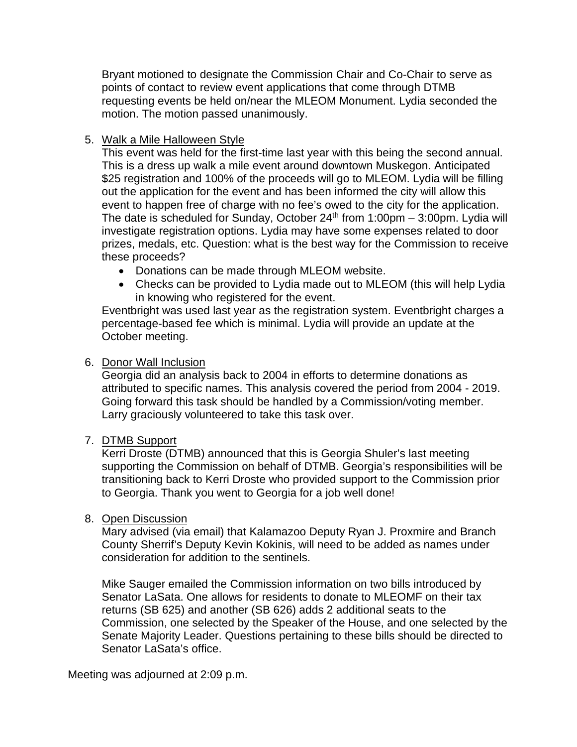Bryant motioned to designate the Commission Chair and Co-Chair to serve as points of contact to review event applications that come through DTMB requesting events be held on/near the MLEOM Monument. Lydia seconded the motion. The motion passed unanimously.

5. Walk a Mile Halloween Style

   This event was held for the first-time last year with this being the second annual. This is a dress up walk a mile event around downtown Muskegon. Anticipated $25 registration and 100% of the proceeds will go to MLEOM. Lydia will be filling out the application for the event and has been informed the city will allow this event to happen free of charge with no fee's owed to the city for the application. The date is scheduled for Sunday, October 24th from 1:00pm – 3:00pm. Lydia will investigate registration options. Lydia may have some expenses related to door prizes, medals, etc. Question: what is the best way for the Commission to receive these proceeds?

   - Donations can be made through MLEOM website.
   - Checks can be provided to Lydia made out to MLEOM (this will help Lydia in knowing who registered for the event.

   Eventbright was used last year as the registration system. Eventbright charges a percentage-based fee which is minimal. Lydia will provide an update at the October meeting.

6. Donor Wall Inclusion

   Georgia did an analysis back to 2004 in efforts to determine donations as attributed to specific names. This analysis covered the period from 2004 - 2019. Going forward this task should be handled by a Commission/voting member. Larry graciously volunteered to take this task over.

7. DTMB Support

   Kerri Droste (DTMB) announced that this is Georgia Shuler's last meeting supporting the Commission on behalf of DTMB. Georgia's responsibilities will be transitioning back to Kerri Droste who provided support to the Commission prior to Georgia. Thank you went to Georgia for a job well done!

8. Open Discussion

   Mary advised (via email) that Kalamazoo Deputy Ryan J. Proxmire and Branch County Sherrif's Deputy Kevin Kokinis, will need to be added as names under consideration for addition to the sentinels.

   Mike Sauger emailed the Commission information on two bills introduced by Senator LaSata. One allows for residents to donate to MLEOMF on their tax returns (SB 625) and another (SB 626) adds 2 additional seats to the Commission, one selected by the Speaker of the House, and one selected by the Senate Majority Leader. Questions pertaining to these bills should be directed to Senator LaSata's office.

Meeting was adjourned at 2:09 p.m.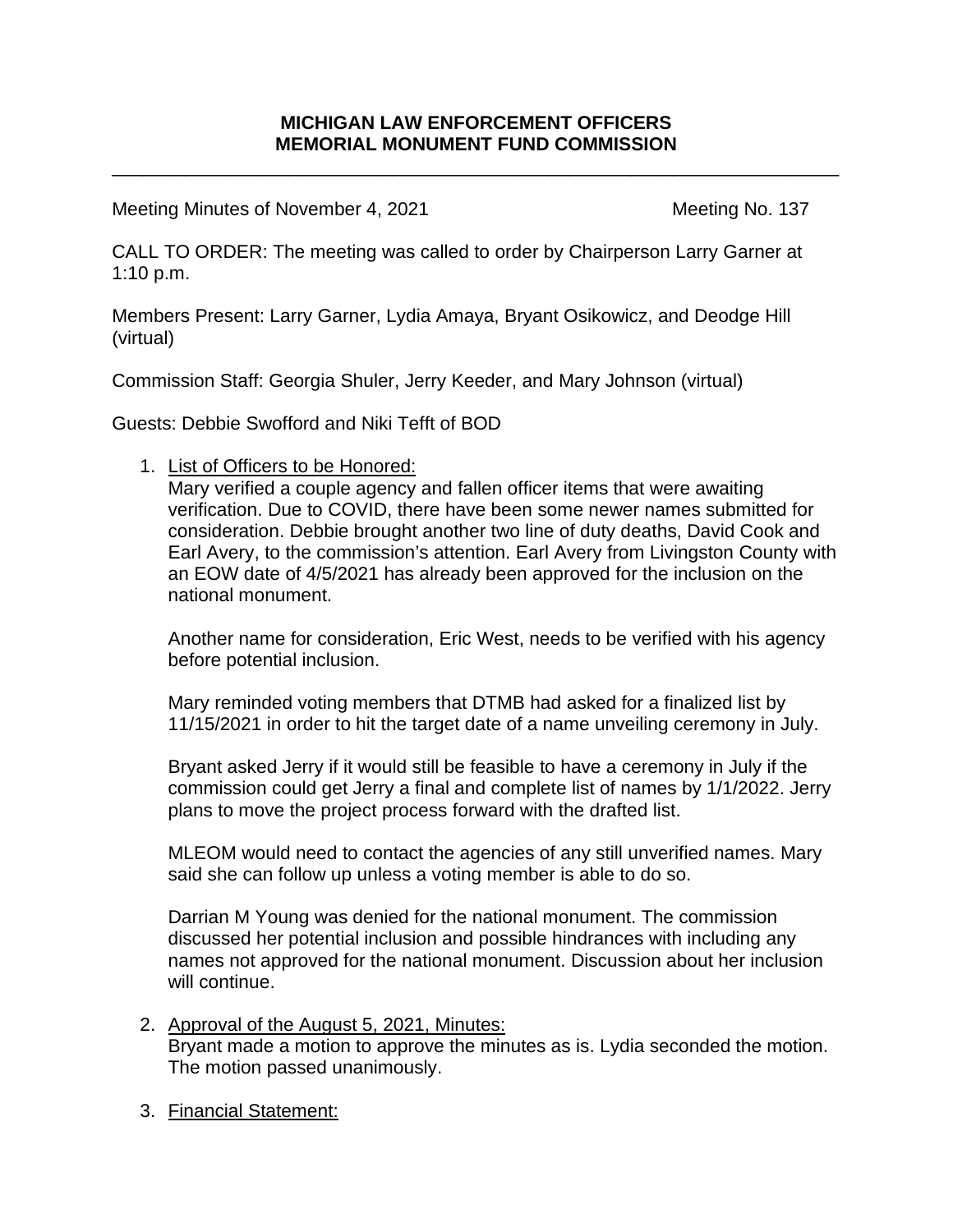**MICHIGAN LAW ENFORCEMENT OFFICERS**
**MEMORIAL MONUMENT FUND COMMISSION**

---

Meeting Minutes of November 4, 2021 Meeting No. 137

CALL TO ORDER: The meeting was called to order by Chairperson Larry Garner at 1:10 p.m.

Members Present: Larry Garner, Lydia Amaya, Bryant Osikowicz, and Deodge Hill (virtual)

Commission Staff: Georgia Shuler, Jerry Keeder, and Mary Johnson (virtual)

Guests: Debbie Swofford and Niki Tefft of BOD

1. <u>List of Officers to be Honored:</u>
   Mary verified a couple agency and fallen officer items that were awaiting verification. Due to COVID, there have been some newer names submitted for consideration. Debbie brought another two line of duty deaths, David Cook and Earl Avery, to the commission's attention. Earl Avery from Livingston County with an EOW date of 4/5/2021 has already been approved for the inclusion on the national monument.

   Another name for consideration, Eric West, needs to be verified with his agency before potential inclusion.

   Mary reminded voting members that DTMB had asked for a finalized list by 11/15/2021 in order to hit the target date of a name unveiling ceremony in July.

   Bryant asked Jerry if it would still be feasible to have a ceremony in July if the commission could get Jerry a final and complete list of names by 1/1/2022. Jerry plans to move the project process forward with the drafted list.

   MLEOM would need to contact the agencies of any still unverified names. Mary said she can follow up unless a voting member is able to do so.

   Darrian M Young was denied for the national monument. The commission discussed her potential inclusion and possible hindrances with including any names not approved for the national monument. Discussion about her inclusion will continue.

2. <u>Approval of the August 5, 2021, Minutes:</u>
   Bryant made a motion to approve the minutes as is. Lydia seconded the motion. The motion passed unanimously.

3. <u>Financial Statement:</u>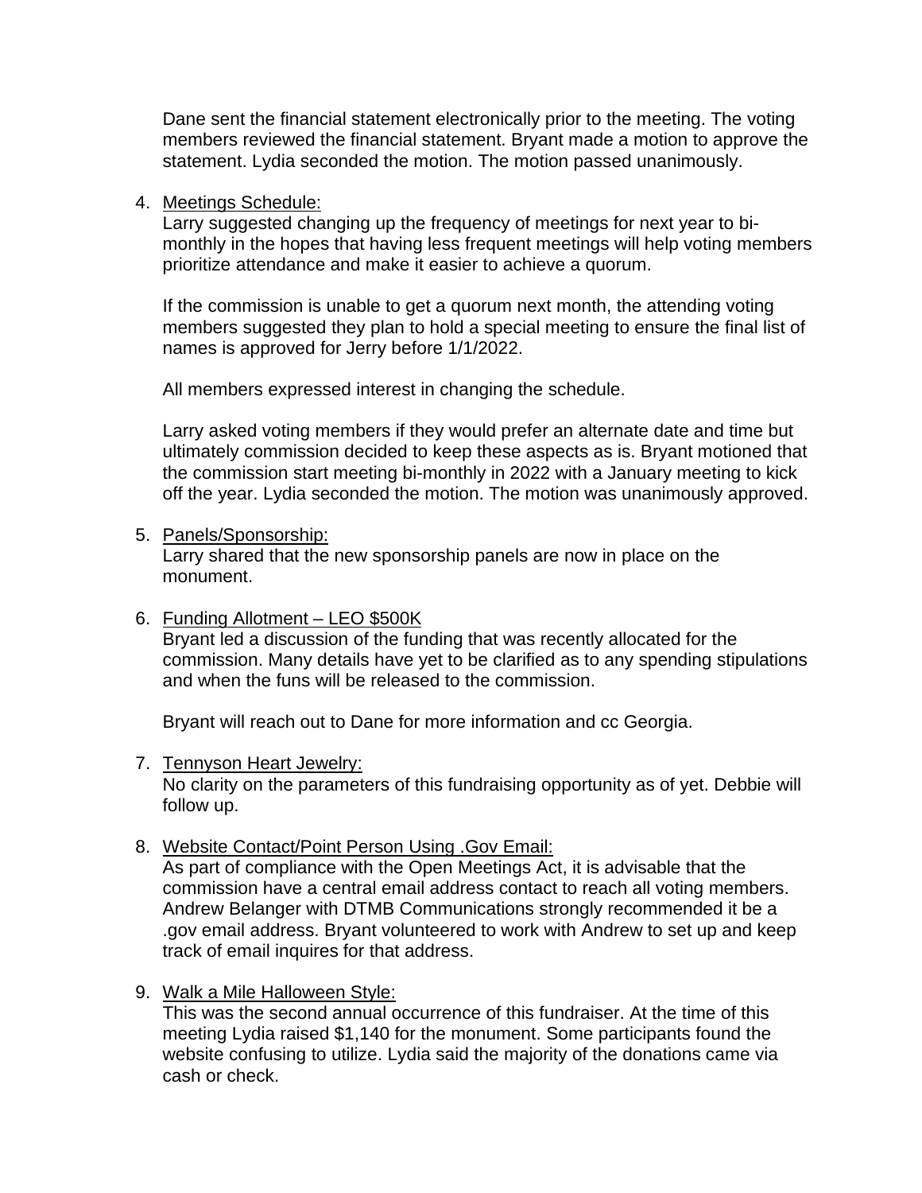Dane sent the financial statement electronically prior to the meeting. The voting members reviewed the financial statement. Bryant made a motion to approve the statement. Lydia seconded the motion. The motion passed unanimously.

4. <u>Meetings Schedule:</u>
   Larry suggested changing up the frequency of meetings for next year to bi-monthly in the hopes that having less frequent meetings will help voting members prioritize attendance and make it easier to achieve a quorum.

   If the commission is unable to get a quorum next month, the attending voting members suggested they plan to hold a special meeting to ensure the final list of names is approved for Jerry before 1/1/2022.

   All members expressed interest in changing the schedule.

   Larry asked voting members if they would prefer an alternate date and time but ultimately commission decided to keep these aspects as is. Bryant motioned that the commission start meeting bi-monthly in 2022 with a January meeting to kick off the year. Lydia seconded the motion. The motion was unanimously approved.

5. <u>Panels/Sponsorship:</u>
   Larry shared that the new sponsorship panels are now in place on the monument.

6. <u>Funding Allotment – LEO $500K</u>
   Bryant led a discussion of the funding that was recently allocated for the commission. Many details have yet to be clarified as to any spending stipulations and when the funs will be released to the commission.

   Bryant will reach out to Dane for more information and cc Georgia.

7. <u>Tennyson Heart Jewelry:</u>
   No clarity on the parameters of this fundraising opportunity as of yet. Debbie will follow up.

8. <u>Website Contact/Point Person Using .Gov Email:</u>
   As part of compliance with the Open Meetings Act, it is advisable that the commission have a central email address contact to reach all voting members. Andrew Belanger with DTMB Communications strongly recommended it be a .gov email address. Bryant volunteered to work with Andrew to set up and keep track of email inquires for that address.

9. <u>Walk a Mile Halloween Style:</u>
   This was the second annual occurrence of this fundraiser. At the time of this meeting Lydia raised $1,140 for the monument. Some participants found the website confusing to utilize. Lydia said the majority of the donations came via cash or check.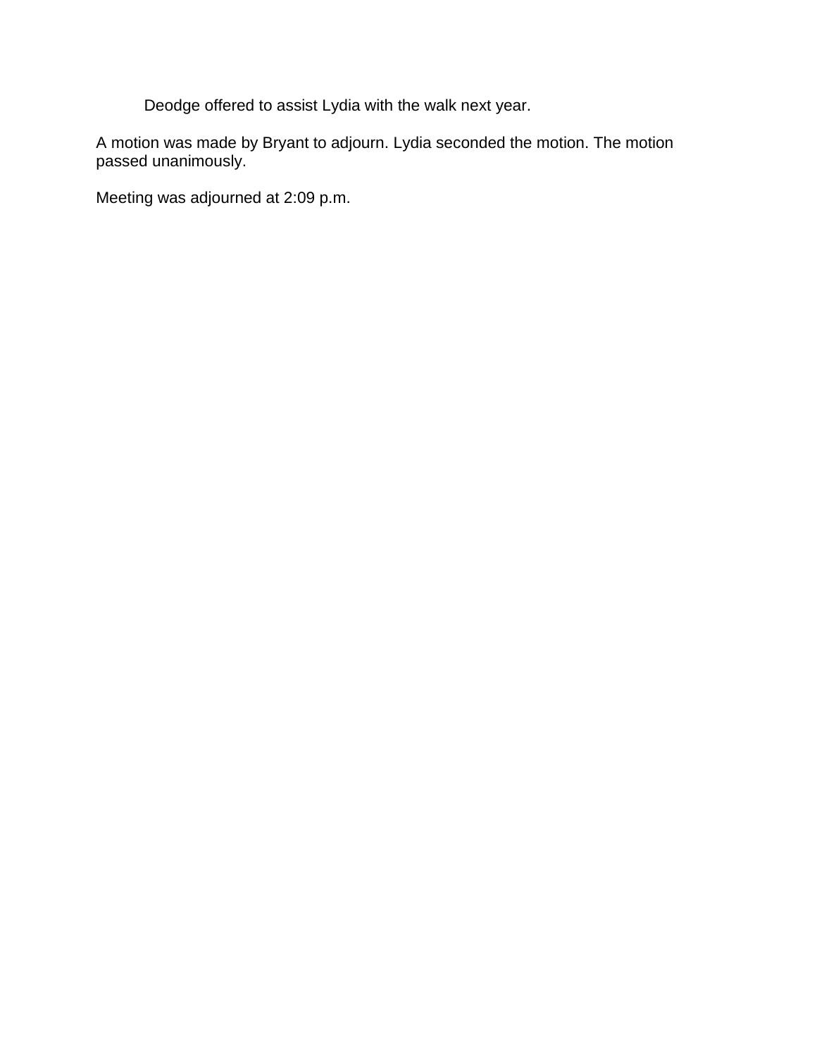Deodge offered to assist Lydia with the walk next year.

A motion was made by Bryant to adjourn. Lydia seconded the motion. The motion passed unanimously.

Meeting was adjourned at 2:09 p.m.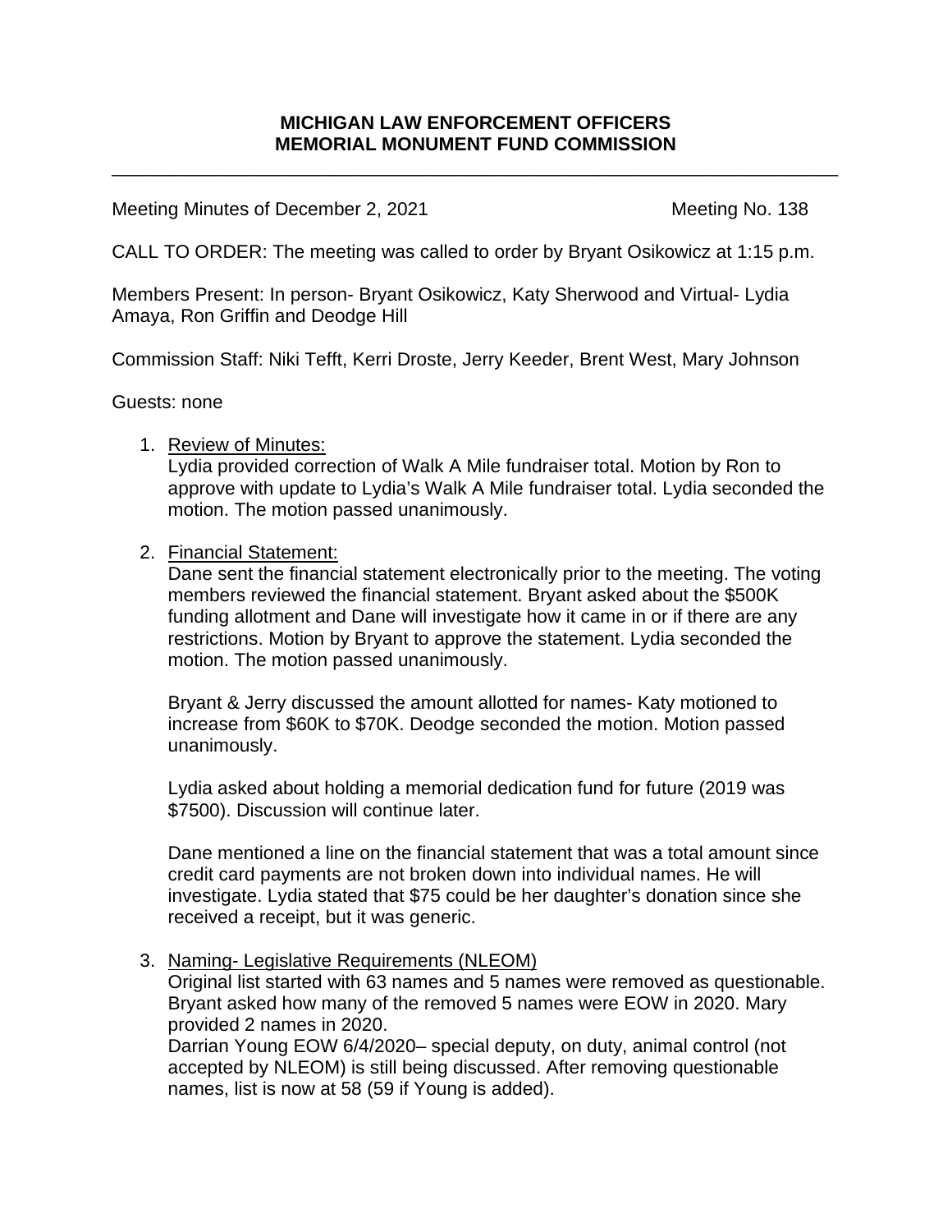**MICHIGAN LAW ENFORCEMENT OFFICERS**
**MEMORIAL MONUMENT FUND COMMISSION**

---

Meeting Minutes of December 2, 2021 Meeting No. 138

CALL TO ORDER: The meeting was called to order by Bryant Osikowicz at 1:15 p.m.

Members Present: In person- Bryant Osikowicz, Katy Sherwood and Virtual- Lydia Amaya, Ron Griffin and Deodge Hill

Commission Staff: Niki Tefft, Kerri Droste, Jerry Keeder, Brent West, Mary Johnson

Guests: none

1. Review of Minutes:
   Lydia provided correction of Walk A Mile fundraiser total. Motion by Ron to approve with update to Lydia's Walk A Mile fundraiser total. Lydia seconded the motion. The motion passed unanimously.

2. Financial Statement:
   Dane sent the financial statement electronically prior to the meeting. The voting members reviewed the financial statement. Bryant asked about the $500K funding allotment and Dane will investigate how it came in or if there are any restrictions. Motion by Bryant to approve the statement. Lydia seconded the motion. The motion passed unanimously.

   Bryant & Jerry discussed the amount allotted for names- Katy motioned to increase from $60K to $70K. Deodge seconded the motion. Motion passed unanimously.

   Lydia asked about holding a memorial dedication fund for future (2019 was $7500). Discussion will continue later.

   Dane mentioned a line on the financial statement that was a total amount since credit card payments are not broken down into individual names. He will investigate. Lydia stated that $75 could be her daughter's donation since she received a receipt, but it was generic.

3. Naming- Legislative Requirements (NLEOM)
   Original list started with 63 names and 5 names were removed as questionable. Bryant asked how many of the removed 5 names were EOW in 2020. Mary provided 2 names in 2020.
   Darrian Young EOW 6/4/2020– special deputy, on duty, animal control (not accepted by NLEOM) is still being discussed. After removing questionable names, list is now at 58 (59 if Young is added).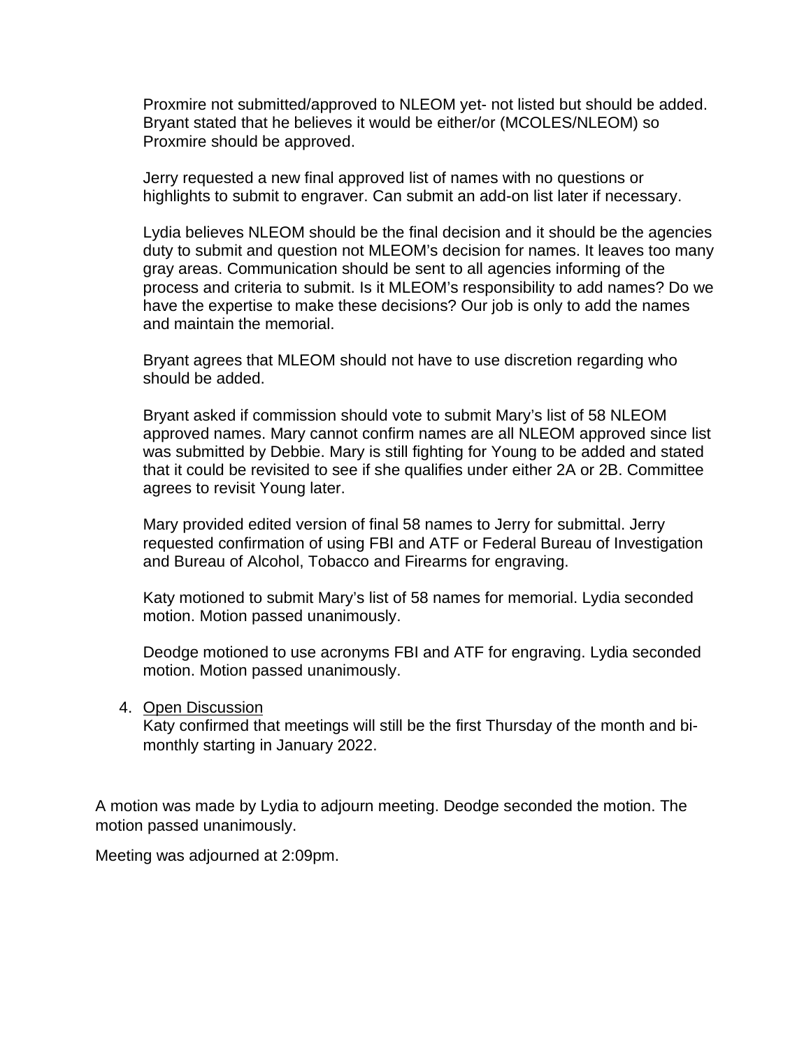Proxmire not submitted/approved to NLEOM yet- not listed but should be added. Bryant stated that he believes it would be either/or (MCOLES/NLEOM) so Proxmire should be approved.

Jerry requested a new final approved list of names with no questions or highlights to submit to engraver. Can submit an add-on list later if necessary.

Lydia believes NLEOM should be the final decision and it should be the agencies duty to submit and question not MLEOM's decision for names. It leaves too many gray areas. Communication should be sent to all agencies informing of the process and criteria to submit. Is it MLEOM's responsibility to add names? Do we have the expertise to make these decisions? Our job is only to add the names and maintain the memorial.

Bryant agrees that MLEOM should not have to use discretion regarding who should be added.

Bryant asked if commission should vote to submit Mary's list of 58 NLEOM approved names. Mary cannot confirm names are all NLEOM approved since list was submitted by Debbie. Mary is still fighting for Young to be added and stated that it could be revisited to see if she qualifies under either 2A or 2B. Committee agrees to revisit Young later.

Mary provided edited version of final 58 names to Jerry for submittal. Jerry requested confirmation of using FBI and ATF or Federal Bureau of Investigation and Bureau of Alcohol, Tobacco and Firearms for engraving.

Katy motioned to submit Mary's list of 58 names for memorial. Lydia seconded motion. Motion passed unanimously.

Deodge motioned to use acronyms FBI and ATF for engraving. Lydia seconded motion. Motion passed unanimously.

4. Open Discussion

   Katy confirmed that meetings will still be the first Thursday of the month and bi-monthly starting in January 2022.

A motion was made by Lydia to adjourn meeting. Deodge seconded the motion. The motion passed unanimously.

Meeting was adjourned at 2:09pm.